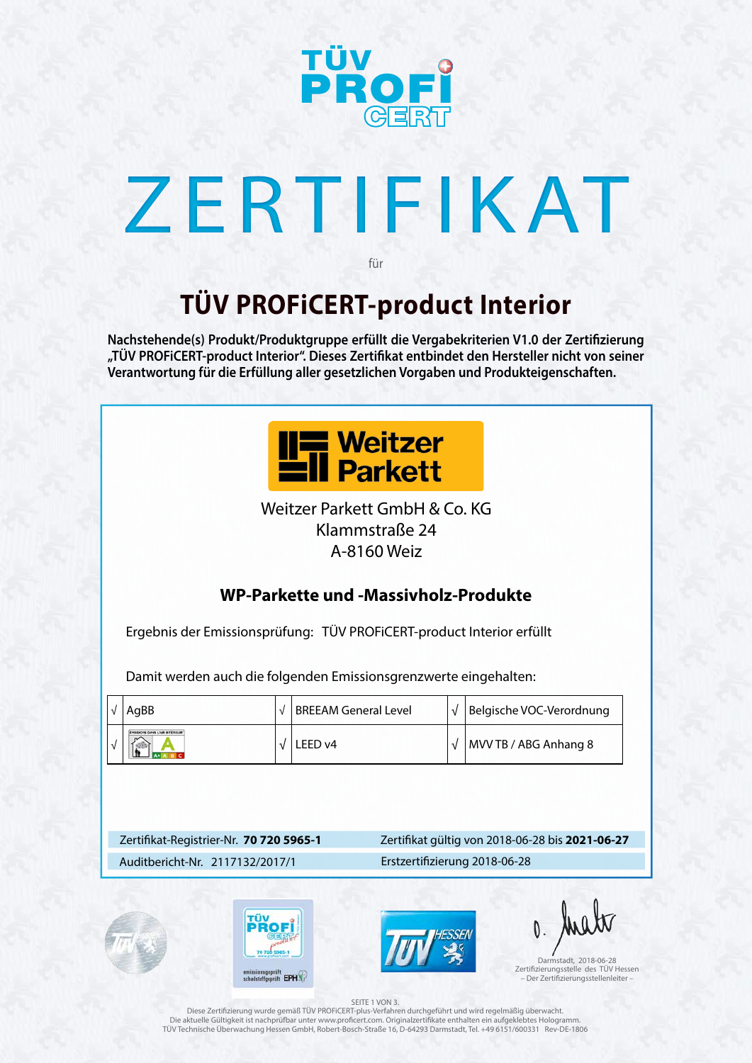TÜV PROFi CERT

# ZERTIFIKAT

für

## TÜV PROFiCERT-product Interior

**Nachstehende(s) Produkt/Produktgruppe erfüllt die Vergabekriterien V1.0 der Zertifizierung „TÜV PROFiCERT-product Interior". Dieses Zertifikat entbindet den Hersteller nicht von seiner Verantwortung für die Erfüllung aller gesetzlichen Vorgaben und Produkteigenschaften.**

Weitzer Parkett

Weitzer Parkett GmbH & Co. KG
Klammstraße 24
A-8160 Weiz

### WP-Parkette und -Massivholz-Produkte

Ergebnis der Emissionsprüfung: TÜV PROFiCERT-product Interior erfüllt

Damit werden auch die folgenden Emissionsgrenzwerte eingehalten:

| | | | | | |
|---|---|---|---|---|---|
| √ | AgBB | √ | BREEAM General Level | √ | Belgische VOC-Verordnung |
| √ | Emissions dans l'air intérieur A | √ | LEED v4 | √ | MVV TB / ABG Anhang 8 |

Zertifikat-Registrier-Nr. **70 720 5965-1** — Zertifikat gültig von 2018-06-28 bis **2021-06-27**

Auditbericht-Nr. 2117132/2017/1 — Erstzertifizierung 2018-06-28

Darmstadt, 2018-06-28
Zertifizierungsstelle des TÜV Hessen
– Der Zertifizierungsstellenleiter –

Diese Zertifizierung wurde gemäß TÜV PROFiCERT-plus-Verfahren durchgeführt und wird regelmäßig überwacht.
Die aktuelle Gültigkeit ist nachprüfbar unter www.proficert.com. Originalzertifikate enthalten ein aufgeklebtes Hologramm.
TÜV Technische Überwachung Hessen GmbH, Robert-Bosch-Straße 16, D-64293 Darmstadt, Tel. +49 6151/600331 Rev-DE-1806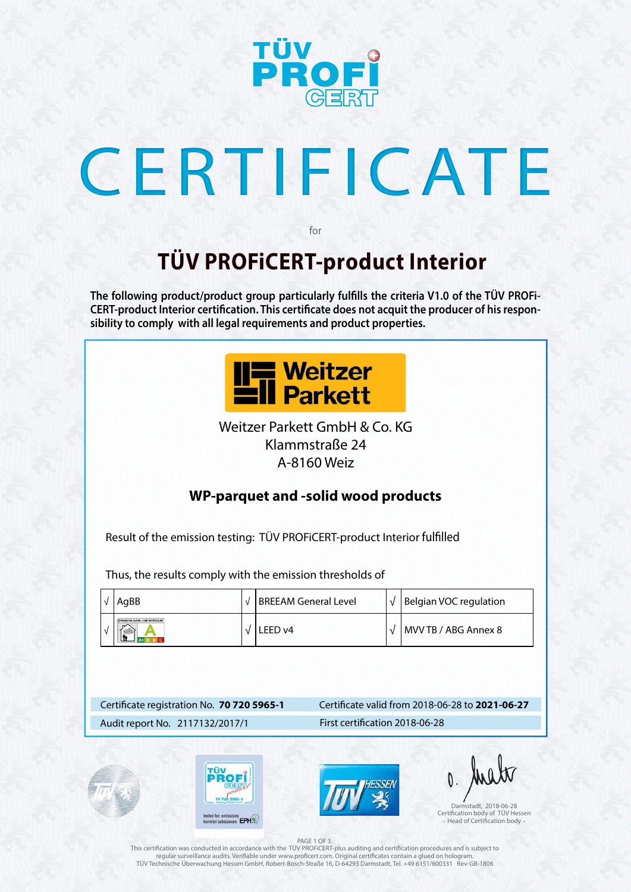TÜV PROFi CERT

# CERTIFICATE

for

## TÜV PROFiCERT-product Interior

**The following product/product group particularly fulfills the criteria V1.0 of the TÜV PROFi-CERT-product Interior certification. This certificate does not acquit the producer of his responsibility to comply with all legal requirements and product properties.**

Weitzer Parkett

Weitzer Parkett GmbH & Co. KG
Klammstraße 24
A-8160 Weiz

**WP-parquet and -solid wood products**

Result of the emission testing: TÜV PROFiCERT-product Interior fulfilled

Thus, the results comply with the emission thresholds of

| | | | | | |
|---|---|---|---|---|---|
| √ | AgBB | √ | BREEAM General Level | √ | Belgian VOC regulation |
| √ | ÉMISSIONS DANS L'AIR INTÉRIEUR A | √ | LEED v4 | √ | MVV TB / ABG Annex 8 |

| | |
|---|---|
| Certificate registration No. **70 720 5965-1** | Certificate valid from 2018-06-28 to **2021-06-27** |
| Audit report No. 2117132/2017/1 | First certification 2018-06-28 |

Darmstadt, 2018-06-28
Certification body of TÜV Hessen
– Head of Certification body –

This certification was conducted in accordance with the TÜV PROFiCERT-plus auditing and certification procedures and is subject to regular surveillance audits. Verifiable under www.proficert.com. Original certificates contain a glued on hologram.
TÜV Technische Überwachung Hessen GmbH, Robert-Bosch-Straße 16, D-64293 Darmstadt, Tel. +49 6151/600331 Rev-GB-1806